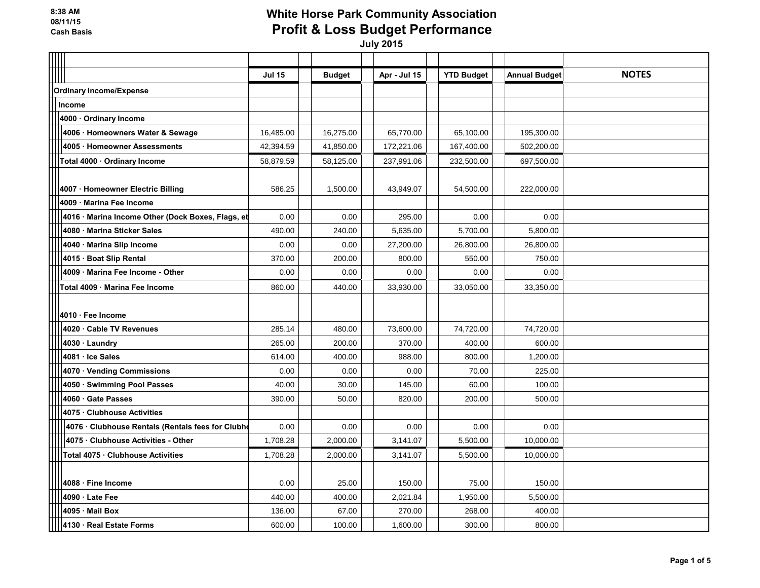8:38 AM
08/11/15
Cash Basis

# White Horse Park Community Association
## Profit & Loss Budget Performance
### July 2015

| | Jul 15 | Budget | Apr - Jul 15 | YTD Budget | Annual Budget | NOTES |
|---|---|---|---|---|---|---|
| **Ordinary Income/Expense** | | | | | | |
| **Income** | | | | | | |
| **4000 · Ordinary Income** | | | | | | |
| **4006 · Homeowners Water & Sewage** | 16,485.00 | 16,275.00 | 65,770.00 | 65,100.00 | 195,300.00 | |
| **4005 · Homeowner Assessments** | 42,394.59 | 41,850.00 | 172,221.06 | 167,400.00 | 502,200.00 | |
| **Total 4000 · Ordinary Income** | 58,879.59 | 58,125.00 | 237,991.06 | 232,500.00 | 697,500.00 | |
| **4007 · Homeowner Electric Billing** | 586.25 | 1,500.00 | 43,949.07 | 54,500.00 | 222,000.00 | |
| **4009 · Marina Fee Income** | | | | | | |
| **4016 · Marina Income Other (Dock Boxes, Flags, et** | 0.00 | 0.00 | 295.00 | 0.00 | 0.00 | |
| **4080 · Marina Sticker Sales** | 490.00 | 240.00 | 5,635.00 | 5,700.00 | 5,800.00 | |
| **4040 · Marina Slip Income** | 0.00 | 0.00 | 27,200.00 | 26,800.00 | 26,800.00 | |
| **4015 · Boat Slip Rental** | 370.00 | 200.00 | 800.00 | 550.00 | 750.00 | |
| **4009 · Marina Fee Income - Other** | 0.00 | 0.00 | 0.00 | 0.00 | 0.00 | |
| **Total 4009 · Marina Fee Income** | 860.00 | 440.00 | 33,930.00 | 33,050.00 | 33,350.00 | |
| **4010 · Fee Income** | | | | | | |
| **4020 · Cable TV Revenues** | 285.14 | 480.00 | 73,600.00 | 74,720.00 | 74,720.00 | |
| **4030 · Laundry** | 265.00 | 200.00 | 370.00 | 400.00 | 600.00 | |
| **4081 · Ice Sales** | 614.00 | 400.00 | 988.00 | 800.00 | 1,200.00 | |
| **4070 · Vending Commissions** | 0.00 | 0.00 | 0.00 | 70.00 | 225.00 | |
| **4050 · Swimming Pool Passes** | 40.00 | 30.00 | 145.00 | 60.00 | 100.00 | |
| **4060 · Gate Passes** | 390.00 | 50.00 | 820.00 | 200.00 | 500.00 | |
| **4075 · Clubhouse Activities** | | | | | | |
| **4076 · Clubhouse Rentals (Rentals fees for Clubho** | 0.00 | 0.00 | 0.00 | 0.00 | 0.00 | |
| **4075 · Clubhouse Activities - Other** | 1,708.28 | 2,000.00 | 3,141.07 | 5,500.00 | 10,000.00 | |
| **Total 4075 · Clubhouse Activities** | 1,708.28 | 2,000.00 | 3,141.07 | 5,500.00 | 10,000.00 | |
| **4088 · Fine Income** | 0.00 | 25.00 | 150.00 | 75.00 | 150.00 | |
| **4090 · Late Fee** | 440.00 | 400.00 | 2,021.84 | 1,950.00 | 5,500.00 | |
| **4095 · Mail Box** | 136.00 | 67.00 | 270.00 | 268.00 | 400.00 | |
| **4130 · Real Estate Forms** | 600.00 | 100.00 | 1,600.00 | 300.00 | 800.00 | |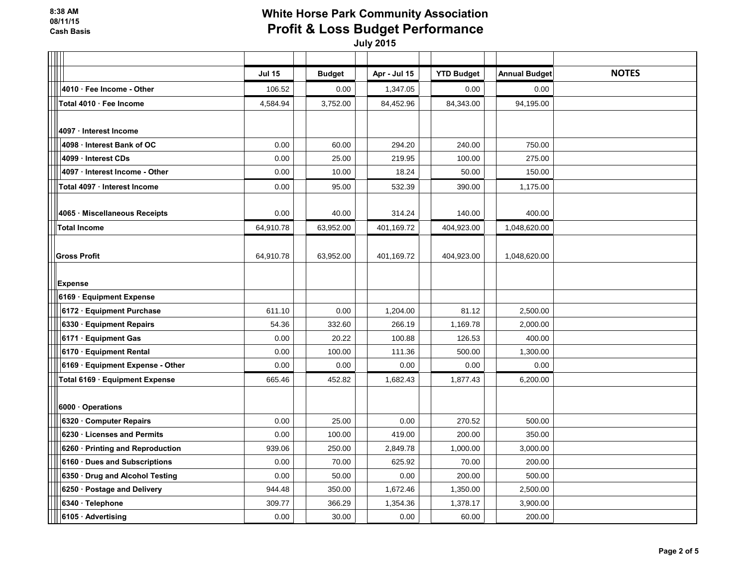8:38 AM
08/11/15
Cash Basis

# White Horse Park Community Association
## Profit & Loss Budget Performance
### July 2015

| | Jul 15 | Budget | Apr - Jul 15 | YTD Budget | Annual Budget | NOTES |
|---|---|---|---|---|---|---|
| 4010 · Fee Income - Other | 106.52 | 0.00 | 1,347.05 | 0.00 | 0.00 | |
| Total 4010 · Fee Income | 4,584.94 | 3,752.00 | 84,452.96 | 84,343.00 | 94,195.00 | |
| 4097 · Interest Income | | | | | | |
| 4098 · Interest Bank of OC | 0.00 | 60.00 | 294.20 | 240.00 | 750.00 | |
| 4099 · Interest CDs | 0.00 | 25.00 | 219.95 | 100.00 | 275.00 | |
| 4097 · Interest Income - Other | 0.00 | 10.00 | 18.24 | 50.00 | 150.00 | |
| Total 4097 · Interest Income | 0.00 | 95.00 | 532.39 | 390.00 | 1,175.00 | |
| 4065 · Miscellaneous Receipts | 0.00 | 40.00 | 314.24 | 140.00 | 400.00 | |
| Total Income | 64,910.78 | 63,952.00 | 401,169.72 | 404,923.00 | 1,048,620.00 | |
| Gross Profit | 64,910.78 | 63,952.00 | 401,169.72 | 404,923.00 | 1,048,620.00 | |
| Expense | | | | | | |
| 6169 · Equipment Expense | | | | | | |
| 6172 · Equipment Purchase | 611.10 | 0.00 | 1,204.00 | 81.12 | 2,500.00 | |
| 6330 · Equipment Repairs | 54.36 | 332.60 | 266.19 | 1,169.78 | 2,000.00 | |
| 6171 · Equipment Gas | 0.00 | 20.22 | 100.88 | 126.53 | 400.00 | |
| 6170 · Equipment Rental | 0.00 | 100.00 | 111.36 | 500.00 | 1,300.00 | |
| 6169 · Equipment Expense - Other | 0.00 | 0.00 | 0.00 | 0.00 | 0.00 | |
| Total 6169 · Equipment Expense | 665.46 | 452.82 | 1,682.43 | 1,877.43 | 6,200.00 | |
| 6000 · Operations | | | | | | |
| 6320 · Computer Repairs | 0.00 | 25.00 | 0.00 | 270.52 | 500.00 | |
| 6230 · Licenses and Permits | 0.00 | 100.00 | 419.00 | 200.00 | 350.00 | |
| 6260 · Printing and Reproduction | 939.06 | 250.00 | 2,849.78 | 1,000.00 | 3,000.00 | |
| 6160 · Dues and Subscriptions | 0.00 | 70.00 | 625.92 | 70.00 | 200.00 | |
| 6350 · Drug and Alcohol Testing | 0.00 | 50.00 | 0.00 | 200.00 | 500.00 | |
| 6250 · Postage and Delivery | 944.48 | 350.00 | 1,672.46 | 1,350.00 | 2,500.00 | |
| 6340 · Telephone | 309.77 | 366.29 | 1,354.36 | 1,378.17 | 3,900.00 | |
| 6105 · Advertising | 0.00 | 30.00 | 0.00 | 60.00 | 200.00 | |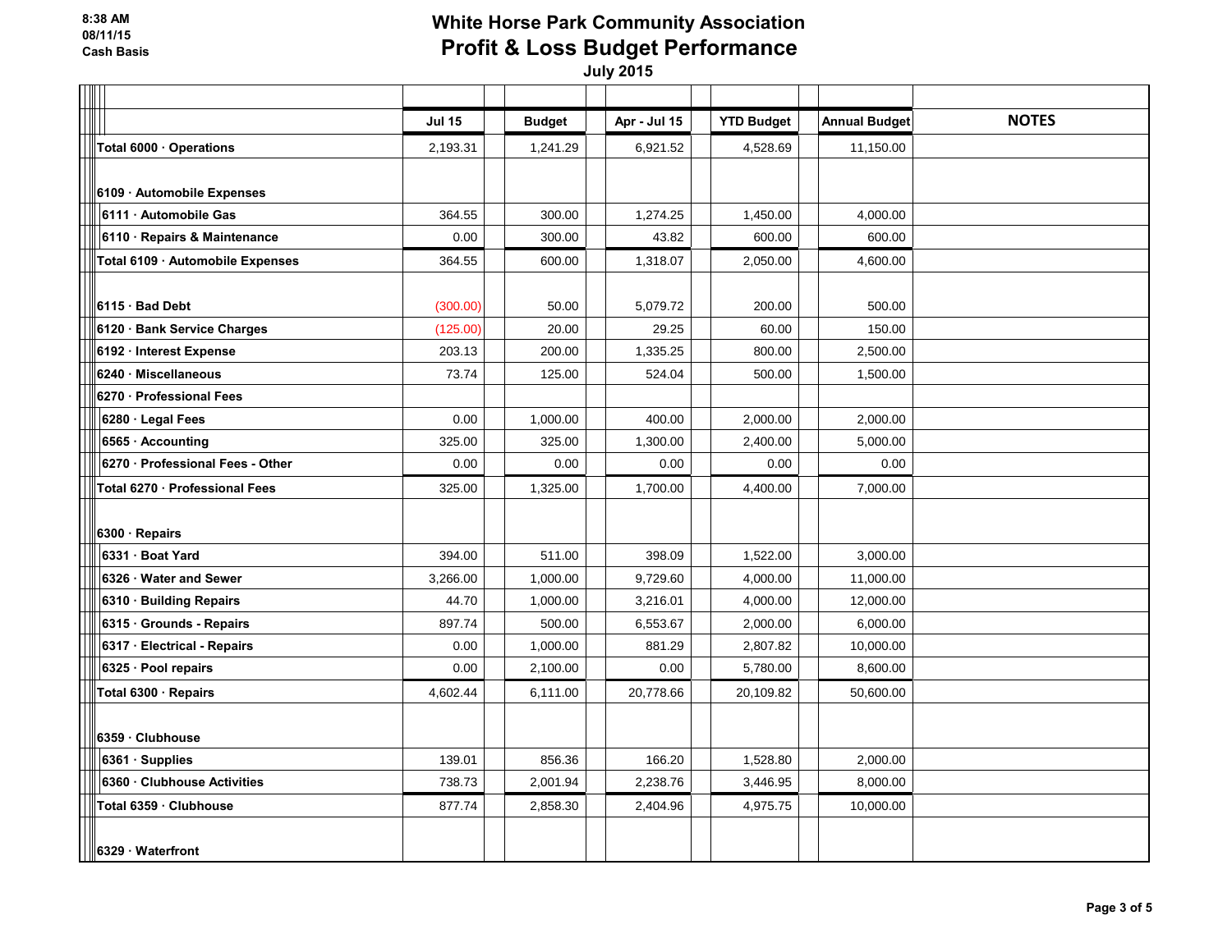8:38 AM
08/11/15
Cash Basis

# White Horse Park Community Association
## Profit & Loss Budget Performance
**July 2015**

| | Jul 15 | Budget | Apr - Jul 15 | YTD Budget | Annual Budget | NOTES |
|---|---|---|---|---|---|---|
| Total 6000 · Operations | 2,193.31 | 1,241.29 | 6,921.52 | 4,528.69 | 11,150.00 | |
| 6109 · Automobile Expenses | | | | | | |
| 6111 · Automobile Gas | 364.55 | 300.00 | 1,274.25 | 1,450.00 | 4,000.00 | |
| 6110 · Repairs & Maintenance | 0.00 | 300.00 | 43.82 | 600.00 | 600.00 | |
| Total 6109 · Automobile Expenses | 364.55 | 600.00 | 1,318.07 | 2,050.00 | 4,600.00 | |
| 6115 · Bad Debt | (300.00) | 50.00 | 5,079.72 | 200.00 | 500.00 | |
| 6120 · Bank Service Charges | (125.00) | 20.00 | 29.25 | 60.00 | 150.00 | |
| 6192 · Interest Expense | 203.13 | 200.00 | 1,335.25 | 800.00 | 2,500.00 | |
| 6240 · Miscellaneous | 73.74 | 125.00 | 524.04 | 500.00 | 1,500.00 | |
| 6270 · Professional Fees | | | | | | |
| 6280 · Legal Fees | 0.00 | 1,000.00 | 400.00 | 2,000.00 | 2,000.00 | |
| 6565 · Accounting | 325.00 | 325.00 | 1,300.00 | 2,400.00 | 5,000.00 | |
| 6270 · Professional Fees - Other | 0.00 | 0.00 | 0.00 | 0.00 | 0.00 | |
| Total 6270 · Professional Fees | 325.00 | 1,325.00 | 1,700.00 | 4,400.00 | 7,000.00 | |
| 6300 · Repairs | | | | | | |
| 6331 · Boat Yard | 394.00 | 511.00 | 398.09 | 1,522.00 | 3,000.00 | |
| 6326 · Water and Sewer | 3,266.00 | 1,000.00 | 9,729.60 | 4,000.00 | 11,000.00 | |
| 6310 · Building Repairs | 44.70 | 1,000.00 | 3,216.01 | 4,000.00 | 12,000.00 | |
| 6315 · Grounds - Repairs | 897.74 | 500.00 | 6,553.67 | 2,000.00 | 6,000.00 | |
| 6317 · Electrical - Repairs | 0.00 | 1,000.00 | 881.29 | 2,807.82 | 10,000.00 | |
| 6325 · Pool repairs | 0.00 | 2,100.00 | 0.00 | 5,780.00 | 8,600.00 | |
| Total 6300 · Repairs | 4,602.44 | 6,111.00 | 20,778.66 | 20,109.82 | 50,600.00 | |
| 6359 · Clubhouse | | | | | | |
| 6361 · Supplies | 139.01 | 856.36 | 166.20 | 1,528.80 | 2,000.00 | |
| 6360 · Clubhouse Activities | 738.73 | 2,001.94 | 2,238.76 | 3,446.95 | 8,000.00 | |
| Total 6359 · Clubhouse | 877.74 | 2,858.30 | 2,404.96 | 4,975.75 | 10,000.00 | |
| 6329 · Waterfront | | | | | | |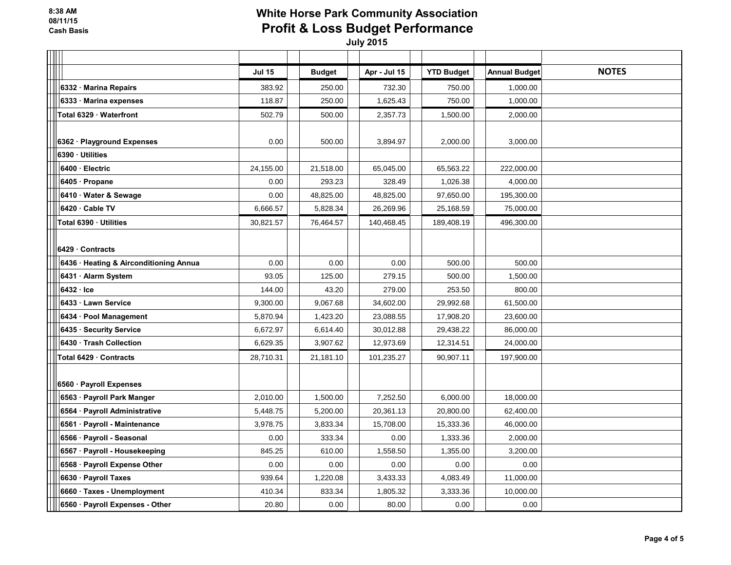# White Horse Park Community Association
## Profit & Loss Budget Performance
**July 2015**

8:38 AM
08/11/15
Cash Basis

| | Jul 15 | Budget | Apr - Jul 15 | YTD Budget | Annual Budget | NOTES |
|---|---|---|---|---|---|---|
| 6332 · Marina Repairs | 383.92 | 250.00 | 732.30 | 750.00 | 1,000.00 | |
| 6333 · Marina expenses | 118.87 | 250.00 | 1,625.43 | 750.00 | 1,000.00 | |
| Total 6329 · Waterfront | 502.79 | 500.00 | 2,357.73 | 1,500.00 | 2,000.00 | |
| 6362 · Playground Expenses | 0.00 | 500.00 | 3,894.97 | 2,000.00 | 3,000.00 | |
| 6390 · Utilities | | | | | | |
| 6400 · Electric | 24,155.00 | 21,518.00 | 65,045.00 | 65,563.22 | 222,000.00 | |
| 6405 · Propane | 0.00 | 293.23 | 328.49 | 1,026.38 | 4,000.00 | |
| 6410 · Water & Sewage | 0.00 | 48,825.00 | 48,825.00 | 97,650.00 | 195,300.00 | |
| 6420 · Cable TV | 6,666.57 | 5,828.34 | 26,269.96 | 25,168.59 | 75,000.00 | |
| Total 6390 · Utilities | 30,821.57 | 76,464.57 | 140,468.45 | 189,408.19 | 496,300.00 | |
| 6429 · Contracts | | | | | | |
| 6436 · Heating & Airconditioning Annua | 0.00 | 0.00 | 0.00 | 500.00 | 500.00 | |
| 6431 · Alarm System | 93.05 | 125.00 | 279.15 | 500.00 | 1,500.00 | |
| 6432 · Ice | 144.00 | 43.20 | 279.00 | 253.50 | 800.00 | |
| 6433 · Lawn Service | 9,300.00 | 9,067.68 | 34,602.00 | 29,992.68 | 61,500.00 | |
| 6434 · Pool Management | 5,870.94 | 1,423.20 | 23,088.55 | 17,908.20 | 23,600.00 | |
| 6435 · Security Service | 6,672.97 | 6,614.40 | 30,012.88 | 29,438.22 | 86,000.00 | |
| 6430 · Trash Collection | 6,629.35 | 3,907.62 | 12,973.69 | 12,314.51 | 24,000.00 | |
| Total 6429 · Contracts | 28,710.31 | 21,181.10 | 101,235.27 | 90,907.11 | 197,900.00 | |
| 6560 · Payroll Expenses | | | | | | |
| 6563 · Payroll Park Manger | 2,010.00 | 1,500.00 | 7,252.50 | 6,000.00 | 18,000.00 | |
| 6564 · Payroll Administrative | 5,448.75 | 5,200.00 | 20,361.13 | 20,800.00 | 62,400.00 | |
| 6561 · Payroll - Maintenance | 3,978.75 | 3,833.34 | 15,708.00 | 15,333.36 | 46,000.00 | |
| 6566 · Payroll - Seasonal | 0.00 | 333.34 | 0.00 | 1,333.36 | 2,000.00 | |
| 6567 · Payroll - Housekeeping | 845.25 | 610.00 | 1,558.50 | 1,355.00 | 3,200.00 | |
| 6568 · Payroll Expense Other | 0.00 | 0.00 | 0.00 | 0.00 | 0.00 | |
| 6630 · Payroll Taxes | 939.64 | 1,220.08 | 3,433.33 | 4,083.49 | 11,000.00 | |
| 6660 · Taxes - Unemployment | 410.34 | 833.34 | 1,805.32 | 3,333.36 | 10,000.00 | |
| 6560 · Payroll Expenses - Other | 20.80 | 0.00 | 80.00 | 0.00 | 0.00 | |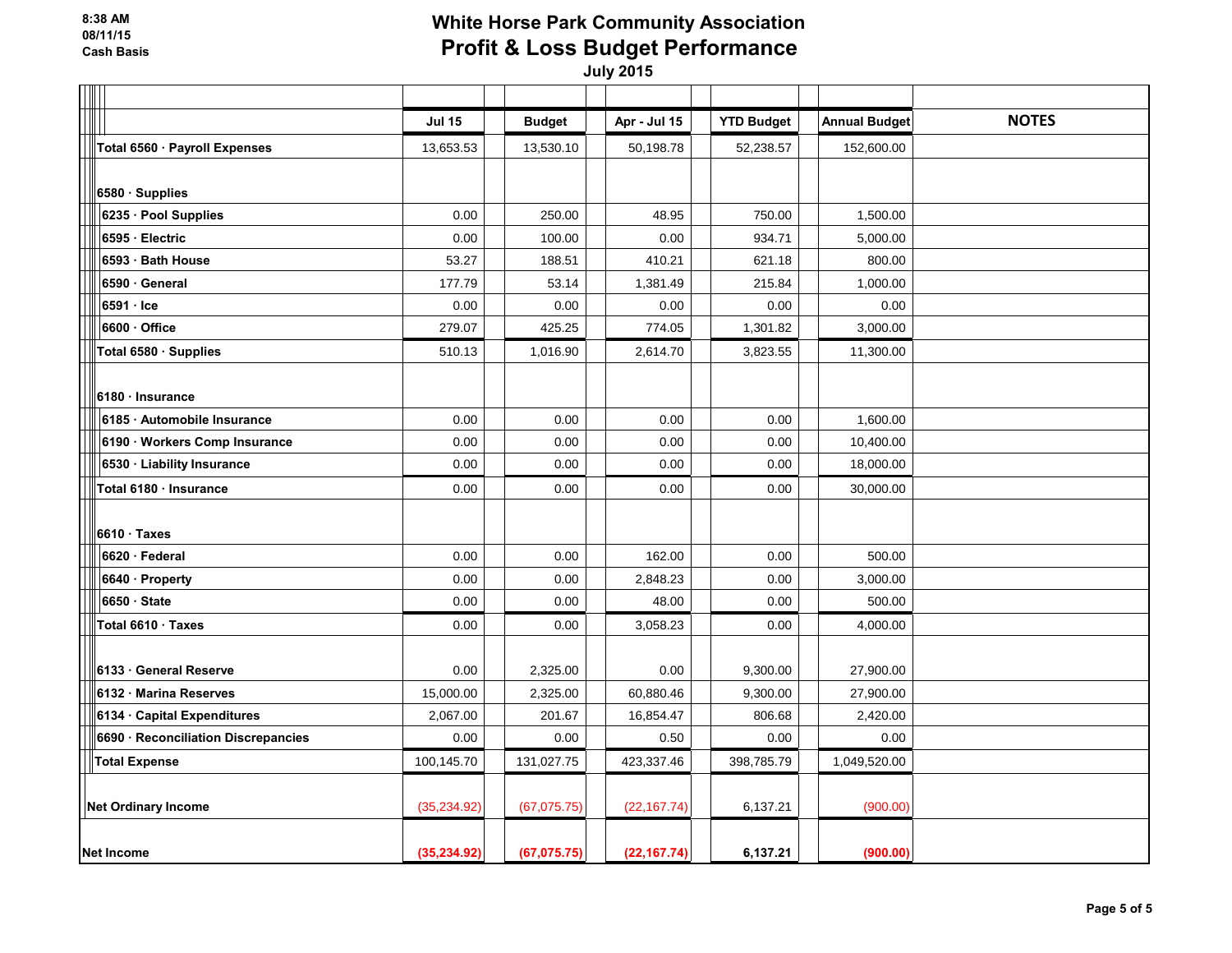8:38 AM
08/11/15
Cash Basis

# White Horse Park Community Association
## Profit & Loss Budget Performance
### July 2015

| | Jul 15 | Budget | Apr - Jul 15 | YTD Budget | Annual Budget | NOTES |
|---|---|---|---|---|---|---|
| Total 6560 · Payroll Expenses | 13,653.53 | 13,530.10 | 50,198.78 | 52,238.57 | 152,600.00 | |
| 6580 · Supplies | | | | | | |
| 6235 · Pool Supplies | 0.00 | 250.00 | 48.95 | 750.00 | 1,500.00 | |
| 6595 · Electric | 0.00 | 100.00 | 0.00 | 934.71 | 5,000.00 | |
| 6593 · Bath House | 53.27 | 188.51 | 410.21 | 621.18 | 800.00 | |
| 6590 · General | 177.79 | 53.14 | 1,381.49 | 215.84 | 1,000.00 | |
| 6591 · Ice | 0.00 | 0.00 | 0.00 | 0.00 | 0.00 | |
| 6600 · Office | 279.07 | 425.25 | 774.05 | 1,301.82 | 3,000.00 | |
| Total 6580 · Supplies | 510.13 | 1,016.90 | 2,614.70 | 3,823.55 | 11,300.00 | |
| 6180 · Insurance | | | | | | |
| 6185 · Automobile Insurance | 0.00 | 0.00 | 0.00 | 0.00 | 1,600.00 | |
| 6190 · Workers Comp Insurance | 0.00 | 0.00 | 0.00 | 0.00 | 10,400.00 | |
| 6530 · Liability Insurance | 0.00 | 0.00 | 0.00 | 0.00 | 18,000.00 | |
| Total 6180 · Insurance | 0.00 | 0.00 | 0.00 | 0.00 | 30,000.00 | |
| 6610 · Taxes | | | | | | |
| 6620 · Federal | 0.00 | 0.00 | 162.00 | 0.00 | 500.00 | |
| 6640 · Property | 0.00 | 0.00 | 2,848.23 | 0.00 | 3,000.00 | |
| 6650 · State | 0.00 | 0.00 | 48.00 | 0.00 | 500.00 | |
| Total 6610 · Taxes | 0.00 | 0.00 | 3,058.23 | 0.00 | 4,000.00 | |
| 6133 · General Reserve | 0.00 | 2,325.00 | 0.00 | 9,300.00 | 27,900.00 | |
| 6132 · Marina Reserves | 15,000.00 | 2,325.00 | 60,880.46 | 9,300.00 | 27,900.00 | |
| 6134 · Capital Expenditures | 2,067.00 | 201.67 | 16,854.47 | 806.68 | 2,420.00 | |
| 6690 · Reconciliation Discrepancies | 0.00 | 0.00 | 0.50 | 0.00 | 0.00 | |
| Total Expense | 100,145.70 | 131,027.75 | 423,337.46 | 398,785.79 | 1,049,520.00 | |
| Net Ordinary Income | (35,234.92) | (67,075.75) | (22,167.74) | 6,137.21 | (900.00) | |
| **Net Income** | **(35,234.92)** | **(67,075.75)** | **(22,167.74)** | **6,137.21** | **(900.00)** | |